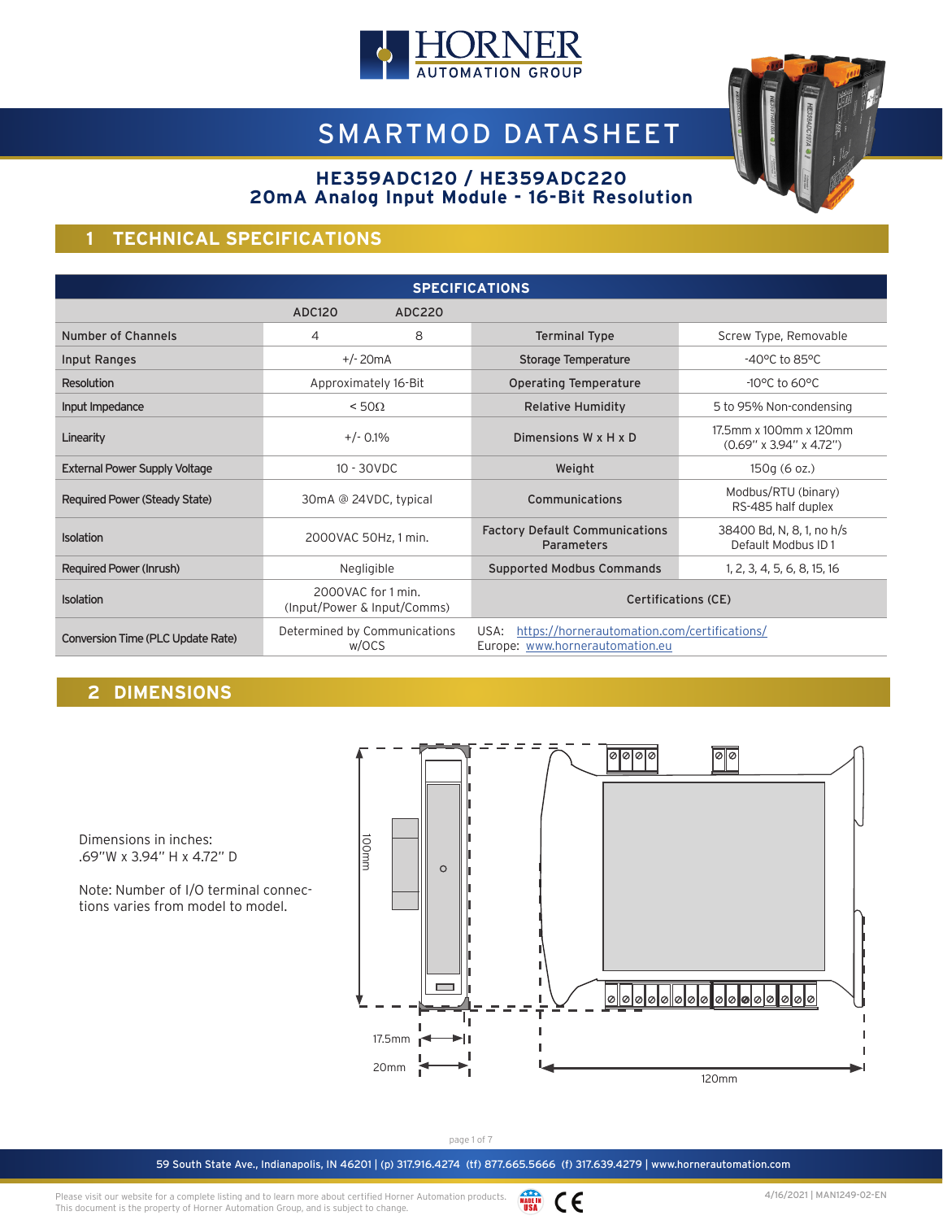# SMARTMOD DATASHEET

## HE359ADC120 / HE359ADC220
## 20mA Analog Input Module - 16-Bit Resolution

## 1 TECHNICAL SPECIFICATIONS

| SPECIFICATIONS | | | | |
|---|---|---|---|---|
| | ADC120 | ADC220 | | |
| Number of Channels | 4 | 8 | Terminal Type | Screw Type, Removable |
| Input Ranges | +/- 20mA | | Storage Temperature | -40°C to 85°C |
| Resolution | Approximately 16-Bit | | Operating Temperature | -10°C to 60°C |
| Input Impedance | < 50Ω | | Relative Humidity | 5 to 95% Non-condensing |
| Linearity | +/- 0.1% | | Dimensions W x H x D | 17.5mm x 100mm x 120mm (0.69" x 3.94" x 4.72") |
| External Power Supply Voltage | 10 - 30VDC | | Weight | 150g (6 oz.) |
| Required Power (Steady State) | 30mA @ 24VDC, typical | | Communications | Modbus/RTU (binary) RS-485 half duplex |
| Isolation | 2000VAC 50Hz, 1 min. | | Factory Default Communications Parameters | 38400 Bd, N, 8, 1, no h/s Default Modbus ID 1 |
| Required Power (Inrush) | Negligible | | Supported Modbus Commands | 1, 2, 3, 4, 5, 6, 8, 15, 16 |
| Isolation | 2000VAC for 1 min. (Input/Power & Input/Comms) | | Certifications (CE) | |
| Conversion Time (PLC Update Rate) | Determined by Communications w/OCS | | USA: https://hornerautomation.com/certifications/ Europe: www.hornerautomation.eu | |

## 2 DIMENSIONS

Dimensions in inches:
.69"W x 3.94" H x 4.72" D

Note: Number of I/O terminal connections varies from model to model.

100mm

17.5mm

20mm

120mm

59 South State Ave., Indianapolis, IN 46201 | (p) 317.916.4274 (tf) 877.665.5666 (f) 317.639.4279 | www.hornerautomation.com

Please visit our website for a complete listing and to learn more about certified Horner Automation products.
This document is the property of Horner Automation Group, and is subject to change.

4/16/2021 | MAN1249-02-EN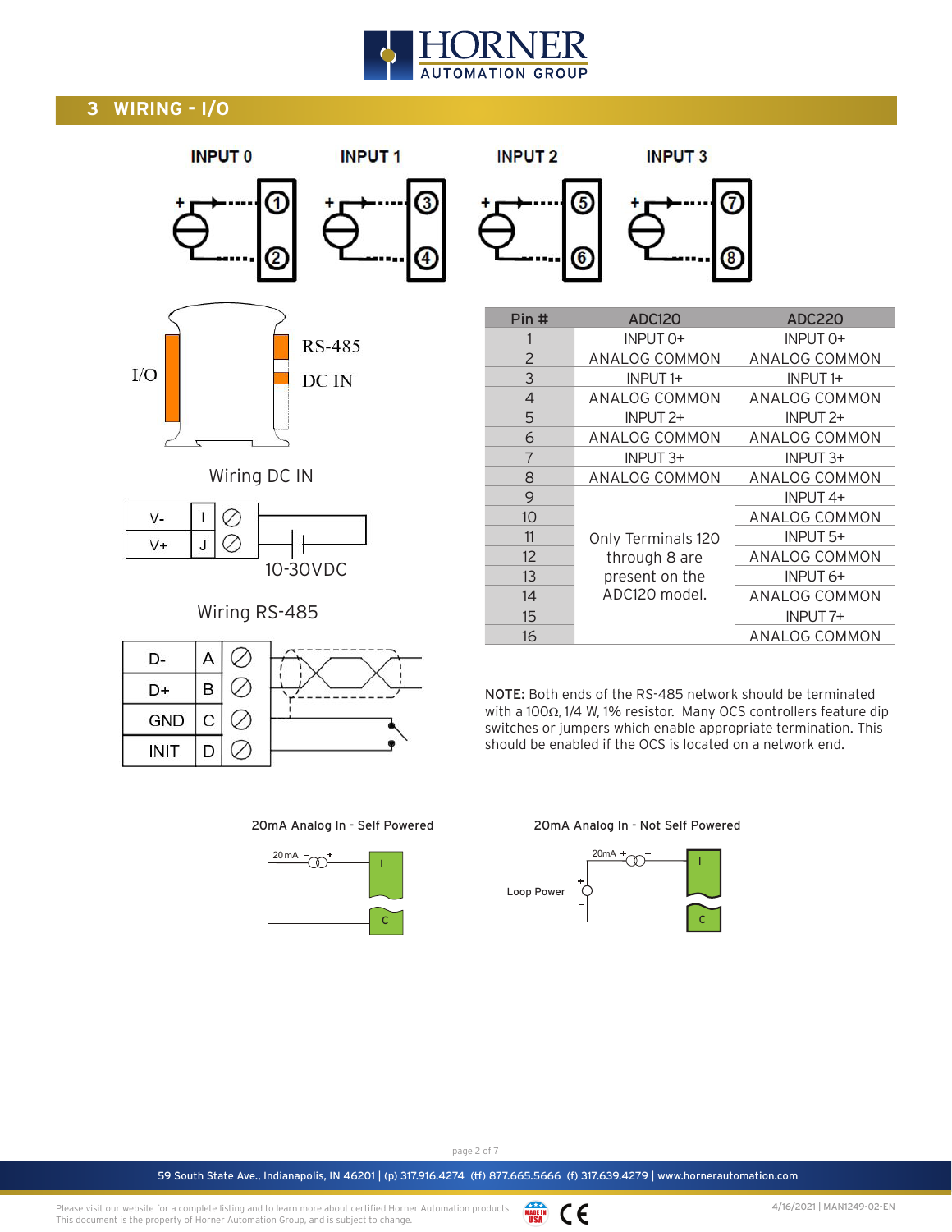## 3 WIRING - I/O

INPUT 0 INPUT 1 INPUT 2 INPUT 3

I/O RS-485 DC IN

Wiring DC IN

| V- | I |
|---|---|
| V+ | J |

10-30VDC

Wiring RS-485

| D- | A |
|---|---|
| D+ | B |
| GND | C |
| INIT | D |

| Pin # | ADC120 | ADC220 |
|---|---|---|
| 1 | INPUT 0+ | INPUT 0+ |
| 2 | ANALOG COMMON | ANALOG COMMON |
| 3 | INPUT 1+ | INPUT 1+ |
| 4 | ANALOG COMMON | ANALOG COMMON |
| 5 | INPUT 2+ | INPUT 2+ |
| 6 | ANALOG COMMON | ANALOG COMMON |
| 7 | INPUT 3+ | INPUT 3+ |
| 8 | ANALOG COMMON | ANALOG COMMON |
| 9 | Only Terminals 120 through 8 are present on the ADC120 model. | INPUT 4+ |
| 10 | | ANALOG COMMON |
| 11 | | INPUT 5+ |
| 12 | | ANALOG COMMON |
| 13 | | INPUT 6+ |
| 14 | | ANALOG COMMON |
| 15 | | INPUT 7+ |
| 16 | | ANALOG COMMON |

**NOTE:** Both ends of the RS-485 network should be terminated with a 100Ω, 1/4 W, 1% resistor. Many OCS controllers feature dip switches or jumpers which enable appropriate termination. This should be enabled if the OCS is located on a network end.

20mA Analog In - Self Powered

20mA Analog In - Not Self Powered

Loop Power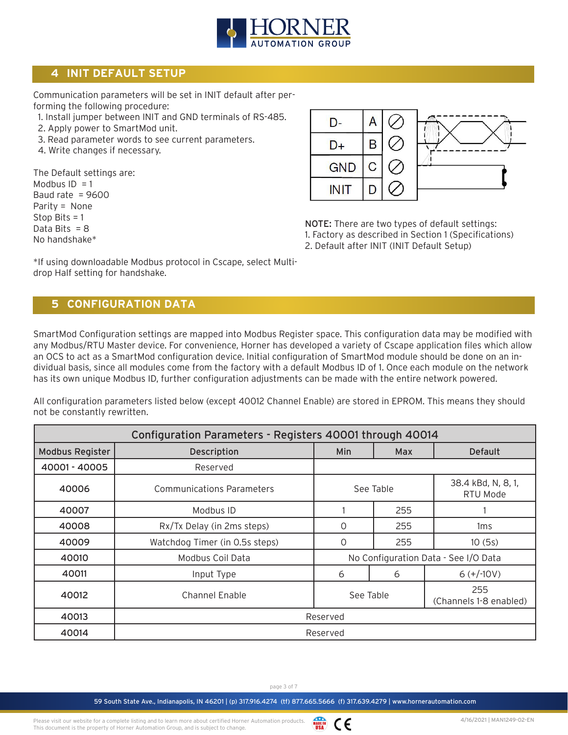## 4 INIT DEFAULT SETUP

Communication parameters will be set in INIT default after performing the following procedure:

1. Install jumper between INIT and GND terminals of RS-485.
2. Apply power to SmartMod unit.
3. Read parameter words to see current parameters.
4. Write changes if necessary.

| D- | A |
|---|---|
| D+ | B |
| GND | C |
| INIT | D |

The Default settings are:
Modbus ID = 1
Baud rate = 9600
Parity = None
Stop Bits = 1
Data Bits = 8
No handshake*

*If using downloadable Modbus protocol in Cscape, select Multi-drop Half setting for handshake.

**NOTE:** There are two types of default settings:
1. Factory as described in Section 1 (Specifications)
2. Default after INIT (INIT Default Setup)

## 5 CONFIGURATION DATA

SmartMod Configuration settings are mapped into Modbus Register space. This configuration data may be modified with any Modbus/RTU Master device. For convenience, Horner has developed a variety of Cscape application files which allow an OCS to act as a SmartMod configuration device. Initial configuration of SmartMod module should be done on an individual basis, since all modules come from the factory with a default Modbus ID of 1. Once each module on the network has its own unique Modbus ID, further configuration adjustments can be made with the entire network powered.

All configuration parameters listed below (except 40012 Channel Enable) are stored in EPROM. This means they should not be constantly rewritten.

| Configuration Parameters - Registers 40001 through 40014 | | | | |
|---|---|---|---|---|
| **Modbus Register** | **Description** | **Min** | **Max** | **Default** |
| 40001 - 40005 | Reserved | | | |
| 40006 | Communications Parameters | See Table | | 38.4 kBd, N, 8, 1, RTU Mode |
| 40007 | Modbus ID | 1 | 255 | 1 |
| 40008 | Rx/Tx Delay (in 2ms steps) | 0 | 255 | 1ms |
| 40009 | Watchdog Timer (in 0.5s steps) | 0 | 255 | 10 (5s) |
| 40010 | Modbus Coil Data | No Configuration Data - See I/O Data | | |
| 40011 | Input Type | 6 | 6 | 6 (+/-10V) |
| 40012 | Channel Enable | See Table | | 255 (Channels 1-8 enabled) |
| 40013 | Reserved | | | |
| 40014 | Reserved | | | |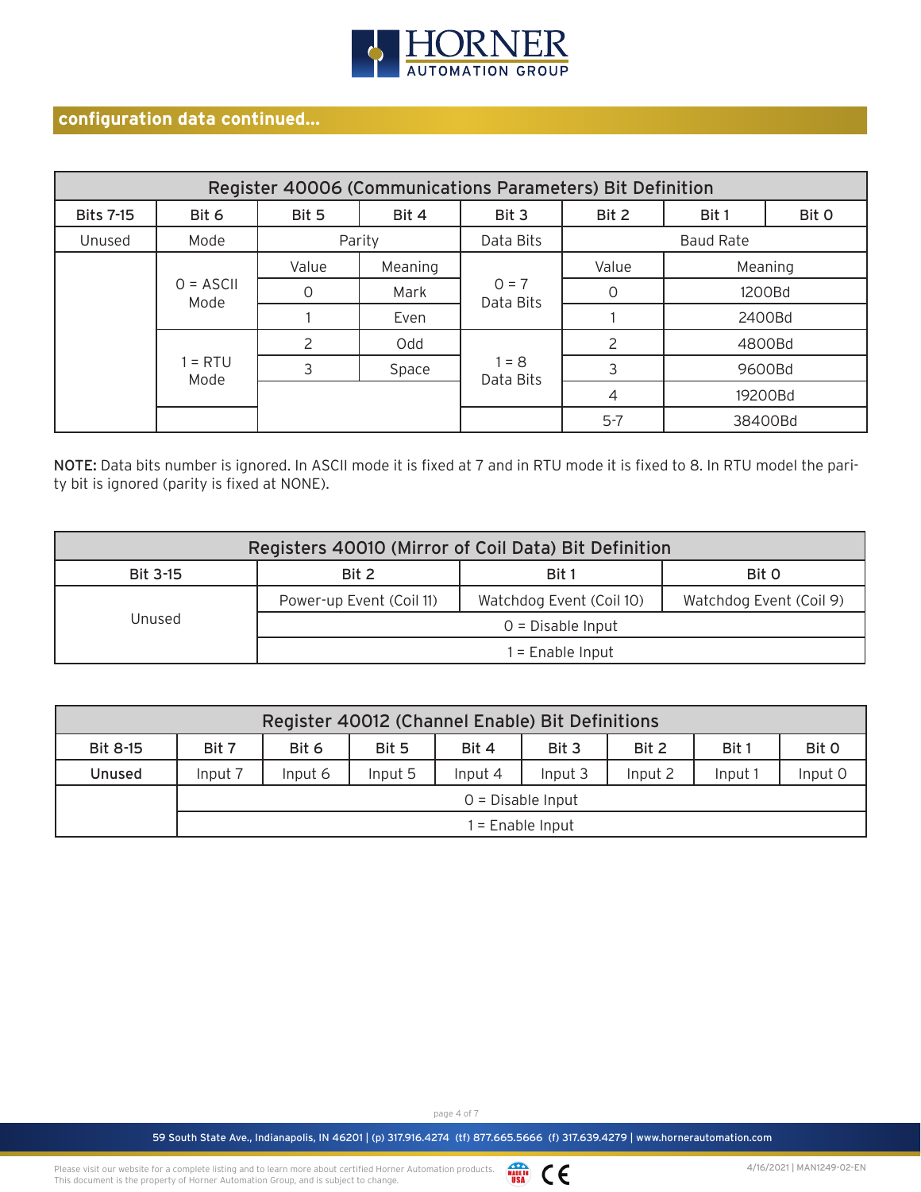## configuration data continued...

| Register 40006 (Communications Parameters) Bit Definition | | | | | | | |
|---|---|---|---|---|---|---|---|
| Bits 7-15 | Bit 6 | Bit 5 | Bit 4 | Bit 3 | Bit 2 | Bit 1 | Bit 0 |
| Unused | Mode | Parity | | Data Bits | Baud Rate | | |
| | 0 = ASCII Mode | Value | Meaning | 0 = 7 Data Bits | Value | Meaning | |
| | | 0 | Mark | | 0 | 1200Bd | |
| | | 1 | Even | | 1 | 2400Bd | |
| | 1 = RTU Mode | 2 | Odd | 1 = 8 Data Bits | 2 | 4800Bd | |
| | | 3 | Space | | 3 | 9600Bd | |
| | | | | | 4 | 19200Bd | |
| | | | | | 5-7 | 38400Bd | |

**NOTE:** Data bits number is ignored. In ASCII mode it is fixed at 7 and in RTU mode it is fixed to 8. In RTU model the parity bit is ignored (parity is fixed at NONE).

| Registers 40010 (Mirror of Coil Data) Bit Definition | | | |
|---|---|---|---|
| Bit 3-15 | Bit 2 | Bit 1 | Bit 0 |
| Unused | Power-up Event (Coil 11) | Watchdog Event (Coil 10) | Watchdog Event (Coil 9) |
| | 0 = Disable Input | | |
| | 1 = Enable Input | | |

| Register 40012 (Channel Enable) Bit Definitions | | | | | | | | |
|---|---|---|---|---|---|---|---|---|
| Bit 8-15 | Bit 7 | Bit 6 | Bit 5 | Bit 4 | Bit 3 | Bit 2 | Bit 1 | Bit 0 |
| **Unused** | Input 7 | Input 6 | Input 5 | Input 4 | Input 3 | Input 2 | Input 1 | Input 0 |
| | 0 = Disable Input | | | | | | | |
| | 1 = Enable Input | | | | | | | |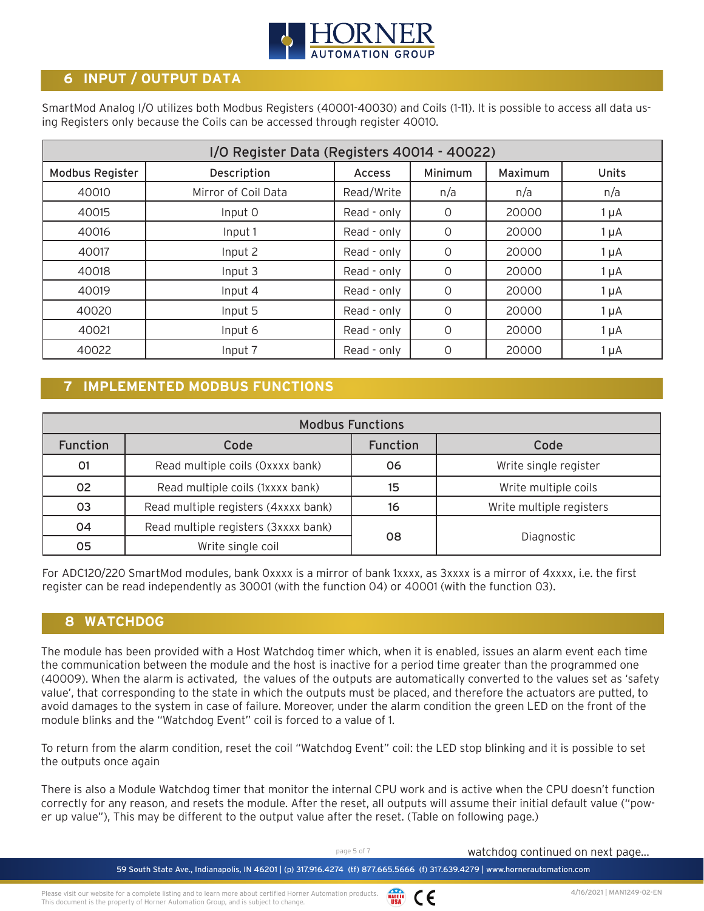## 6 INPUT / OUTPUT DATA

SmartMod Analog I/O utilizes both Modbus Registers (40001-40030) and Coils (1-11). It is possible to access all data using Registers only because the Coils can be accessed through register 40010.

| I/O Register Data (Registers 40014 - 40022) | | | | | |
|---|---|---|---|---|---|
| Modbus Register | Description | Access | Minimum | Maximum | Units |
| 40010 | Mirror of Coil Data | Read/Write | n/a | n/a | n/a |
| 40015 | Input 0 | Read - only | 0 | 20000 | 1 μA |
| 40016 | Input 1 | Read - only | 0 | 20000 | 1 μA |
| 40017 | Input 2 | Read - only | 0 | 20000 | 1 μA |
| 40018 | Input 3 | Read - only | 0 | 20000 | 1 μA |
| 40019 | Input 4 | Read - only | 0 | 20000 | 1 μA |
| 40020 | Input 5 | Read - only | 0 | 20000 | 1 μA |
| 40021 | Input 6 | Read - only | 0 | 20000 | 1 μA |
| 40022 | Input 7 | Read - only | 0 | 20000 | 1 μA |

## 7 IMPLEMENTED MODBUS FUNCTIONS

| Modbus Functions | | | |
|---|---|---|---|
| Function | Code | Function | Code |
| 01 | Read multiple coils (0xxxx bank) | 06 | Write single register |
| 02 | Read multiple coils (1xxxx bank) | 15 | Write multiple coils |
| 03 | Read multiple registers (4xxxx bank) | 16 | Write multiple registers |
| 04 | Read multiple registers (3xxxx bank) | 08 | Diagnostic |
| 05 | Write single coil | | |

For ADC120/220 SmartMod modules, bank 0xxxx is a mirror of bank 1xxxx, as 3xxxx is a mirror of 4xxxx, i.e. the first register can be read independently as 30001 (with the function 04) or 40001 (with the function 03).

## 8 WATCHDOG

The module has been provided with a Host Watchdog timer which, when it is enabled, issues an alarm event each time the communication between the module and the host is inactive for a period time greater than the programmed one (40009). When the alarm is activated, the values of the outputs are automatically converted to the values set as 'safety value', that corresponding to the state in which the outputs must be placed, and therefore the actuators are putted, to avoid damages to the system in case of failure. Moreover, under the alarm condition the green LED on the front of the module blinks and the "Watchdog Event" coil is forced to a value of 1.

To return from the alarm condition, reset the coil "Watchdog Event" coil: the LED stop blinking and it is possible to set the outputs once again

There is also a Module Watchdog timer that monitor the internal CPU work and is active when the CPU doesn't function correctly for any reason, and resets the module. After the reset, all outputs will assume their initial default value ("power up value"), This may be different to the output value after the reset. (Table on following page.)

watchdog continued on next page...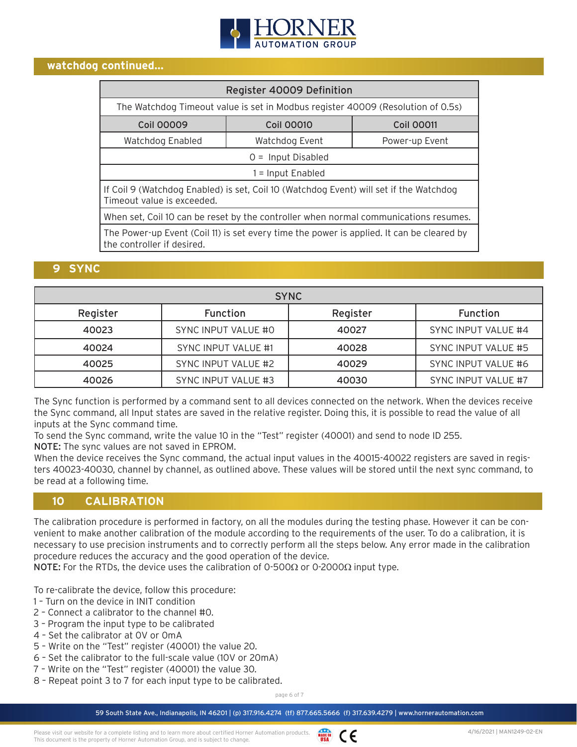## watchdog continued...

| Register 40009 Definition | | |
|---|---|---|
| The Watchdog Timeout value is set in Modbus register 40009 (Resolution of 0.5s) | | |
| Coil 00009 | Coil 00010 | Coil 00011 |
| Watchdog Enabled | Watchdog Event | Power-up Event |
| 0 = Input Disabled | | |
| 1 = Input Enabled | | |
| If Coil 9 (Watchdog Enabled) is set, Coil 10 (Watchdog Event) will set if the Watchdog Timeout value is exceeded. | | |
| When set, Coil 10 can be reset by the controller when normal communications resumes. | | |
| The Power-up Event (Coil 11) is set every time the power is applied. It can be cleared by the controller if desired. | | |

## 9 SYNC

| SYNC | | | |
|---|---|---|---|
| Register | Function | Register | Function |
| 40023 | SYNC INPUT VALUE #0 | 40027 | SYNC INPUT VALUE #4 |
| 40024 | SYNC INPUT VALUE #1 | 40028 | SYNC INPUT VALUE #5 |
| 40025 | SYNC INPUT VALUE #2 | 40029 | SYNC INPUT VALUE #6 |
| 40026 | SYNC INPUT VALUE #3 | 40030 | SYNC INPUT VALUE #7 |

The Sync function is performed by a command sent to all devices connected on the network. When the devices receive the Sync command, all Input states are saved in the relative register. Doing this, it is possible to read the value of all inputs at the Sync command time.
To send the Sync command, write the value 10 in the "Test" register (40001) and send to node ID 255.
**NOTE:** The sync values are not saved in EPROM.
When the device receives the Sync command, the actual input values in the 40015-40022 registers are saved in registers 40023-40030, channel by channel, as outlined above. These values will be stored until the next sync command, to be read at a following time.

## 10 CALIBRATION

The calibration procedure is performed in factory, on all the modules during the testing phase. However it can be convenient to make another calibration of the module according to the requirements of the user. To do a calibration, it is necessary to use precision instruments and to correctly perform all the steps below. Any error made in the calibration procedure reduces the accuracy and the good operation of the device.
**NOTE:** For the RTDs, the device uses the calibration of 0-500Ω or 0-2000Ω input type.

To re-calibrate the device, follow this procedure:
1 - Turn on the device in INIT condition
2 - Connect a calibrator to the channel #0.
3 - Program the input type to be calibrated
4 - Set the calibrator at 0V or 0mA
5 - Write on the "Test" register (40001) the value 20.
6 - Set the calibrator to the full-scale value (10V or 20mA)
7 - Write on the "Test" register (40001) the value 30.
8 - Repeat point 3 to 7 for each input type to be calibrated.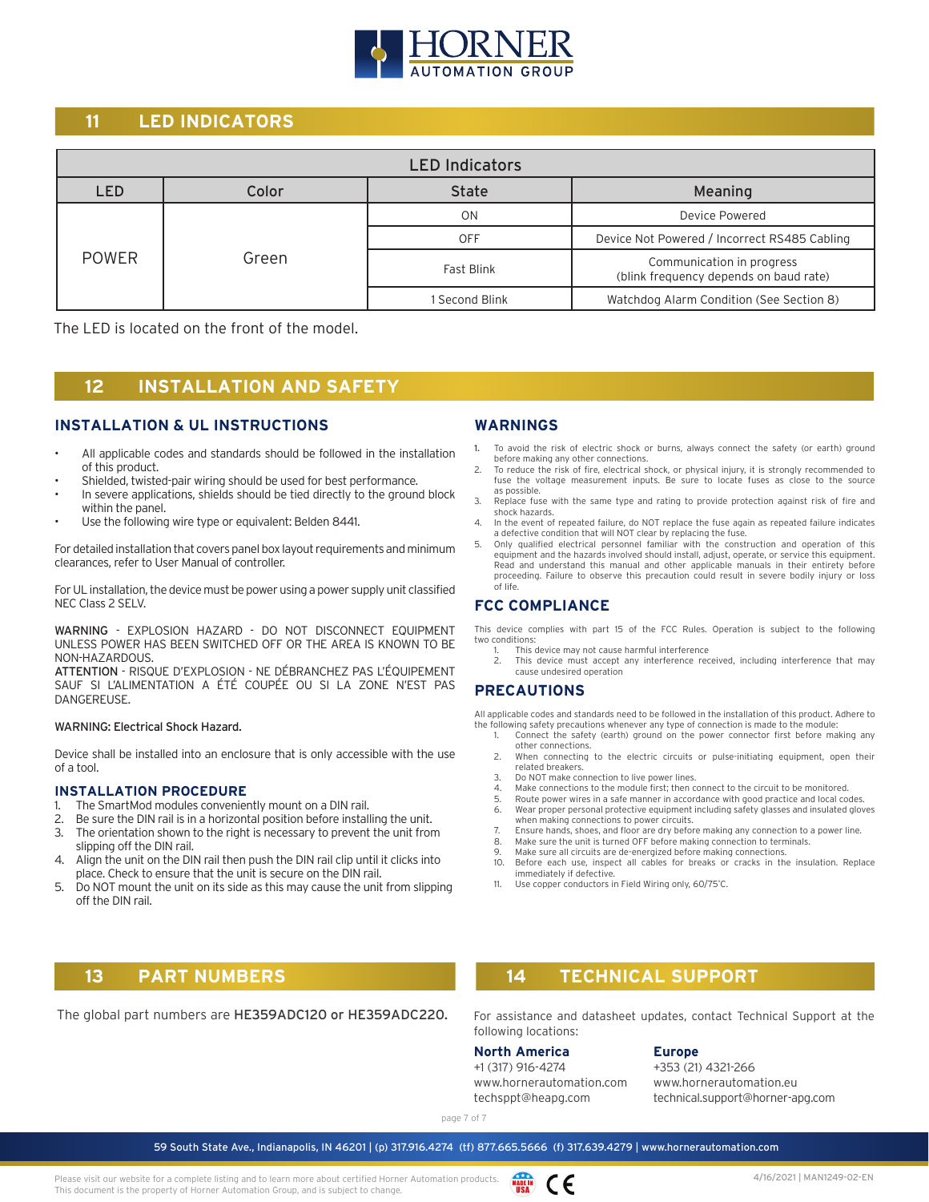## 11 LED INDICATORS

| LED Indicators | | | |
|---|---|---|---|
| LED | Color | State | Meaning |
| POWER | Green | ON | Device Powered |
| | | OFF | Device Not Powered / Incorrect RS485 Cabling |
| | | Fast Blink | Communication in progress (blink frequency depends on baud rate) |
| | | 1 Second Blink | Watchdog Alarm Condition (See Section 8) |

The LED is located on the front of the model.

## 12 INSTALLATION AND SAFETY

### INSTALLATION & UL INSTRUCTIONS

- All applicable codes and standards should be followed in the installation of this product.
- Shielded, twisted-pair wiring should be used for best performance.
- In severe applications, shields should be tied directly to the ground block within the panel.
- Use the following wire type or equivalent: Belden 8441.

For detailed installation that covers panel box layout requirements and minimum clearances, refer to User Manual of controller.

For UL installation, the device must be power using a power supply unit classified NEC Class 2 SELV.

WARNING - EXPLOSION HAZARD - DO NOT DISCONNECT EQUIPMENT UNLESS POWER HAS BEEN SWITCHED OFF OR THE AREA IS KNOWN TO BE NON-HAZARDOUS.
ATTENTION - RISQUE D'EXPLOSION - NE DÉBRANCHEZ PAS L'ÉQUIPEMENT SAUF SI L'ALIMENTATION A ÉTÉ COUPÉE OU SI LA ZONE N'EST PAS DANGEREUSE.

**WARNING: Electrical Shock Hazard.**

Device shall be installed into an enclosure that is only accessible with the use of a tool.

### INSTALLATION PROCEDURE

1. The SmartMod modules conveniently mount on a DIN rail.
2. Be sure the DIN rail is in a horizontal position before installing the unit.
3. The orientation shown to the right is necessary to prevent the unit from slipping off the DIN rail.
4. Align the unit on the DIN rail then push the DIN rail clip until it clicks into place. Check to ensure that the unit is secure on the DIN rail.
5. Do NOT mount the unit on its side as this may cause the unit from slipping off the DIN rail.

### WARNINGS

1. To avoid the risk of electric shock or burns, always connect the safety (or earth) ground before making any other connections.
2. To reduce the risk of fire, electrical shock, or physical injury, it is strongly recommended to fuse the voltage measurement inputs. Be sure to locate fuses as close to the source as possible.
3. Replace fuse with the same type and rating to provide protection against risk of fire and shock hazards.
4. In the event of repeated failure, do NOT replace the fuse again as repeated failure indicates a defective condition that will NOT clear by replacing the fuse.
5. Only qualified electrical personnel familiar with the construction and operation of this equipment and the hazards involved should install, adjust, operate, or service this equipment. Read and understand this manual and other applicable manuals in their entirety before proceeding. Failure to observe this precaution could result in severe bodily injury or loss of life.

### FCC COMPLIANCE

This device complies with part 15 of the FCC Rules. Operation is subject to the following two conditions:

1. This device may not cause harmful interference
2. This device must accept any interference received, including interference that may cause undesired operation

### PRECAUTIONS

All applicable codes and standards need to be followed in the installation of this product. Adhere to the following safety precautions whenever any type of connection is made to the module:

1. Connect the safety (earth) ground on the power connector first before making any other connections.
2. When connecting to the electric circuits or pulse-initiating equipment, open their related breakers.
3. Do NOT make connection to live power lines.
4. Make connections to the module first; then connect to the circuit to be monitored.
5. Route power wires in a safe manner in accordance with good practice and local codes.
6. Wear proper personal protective equipment including safety glasses and insulated gloves when making connections to power circuits.
7. Ensure hands, shoes, and floor are dry before making any connection to a power line.
8. Make sure the unit is turned OFF before making connection to terminals.
9. Make sure all circuits are de-energized before making connections.
10. Before each use, inspect all cables for breaks or cracks in the insulation. Replace immediately if defective.
11. Use copper conductors in Field Wiring only, 60/75°C.

## 13 PART NUMBERS

The global part numbers are **HE359ADC120 or HE359ADC220.**

## 14 TECHNICAL SUPPORT

For assistance and datasheet updates, contact Technical Support at the following locations:

**North America**
+1 (317) 916-4274
www.hornerautomation.com
techsppt@heapg.com

**Europe**
+353 (21) 4321-266
www.hornerautomation.eu
technical.support@horner-apg.com

59 South State Ave., Indianapolis, IN 46201 | (p) 317.916.4274 (tf) 877.665.5666 (f) 317.639.4279 | www.hornerautomation.com

Please visit our website for a complete listing and to learn more about certified Horner Automation products. This document is the property of Horner Automation Group, and is subject to change.

4/16/2021 | MAN1249-02-EN